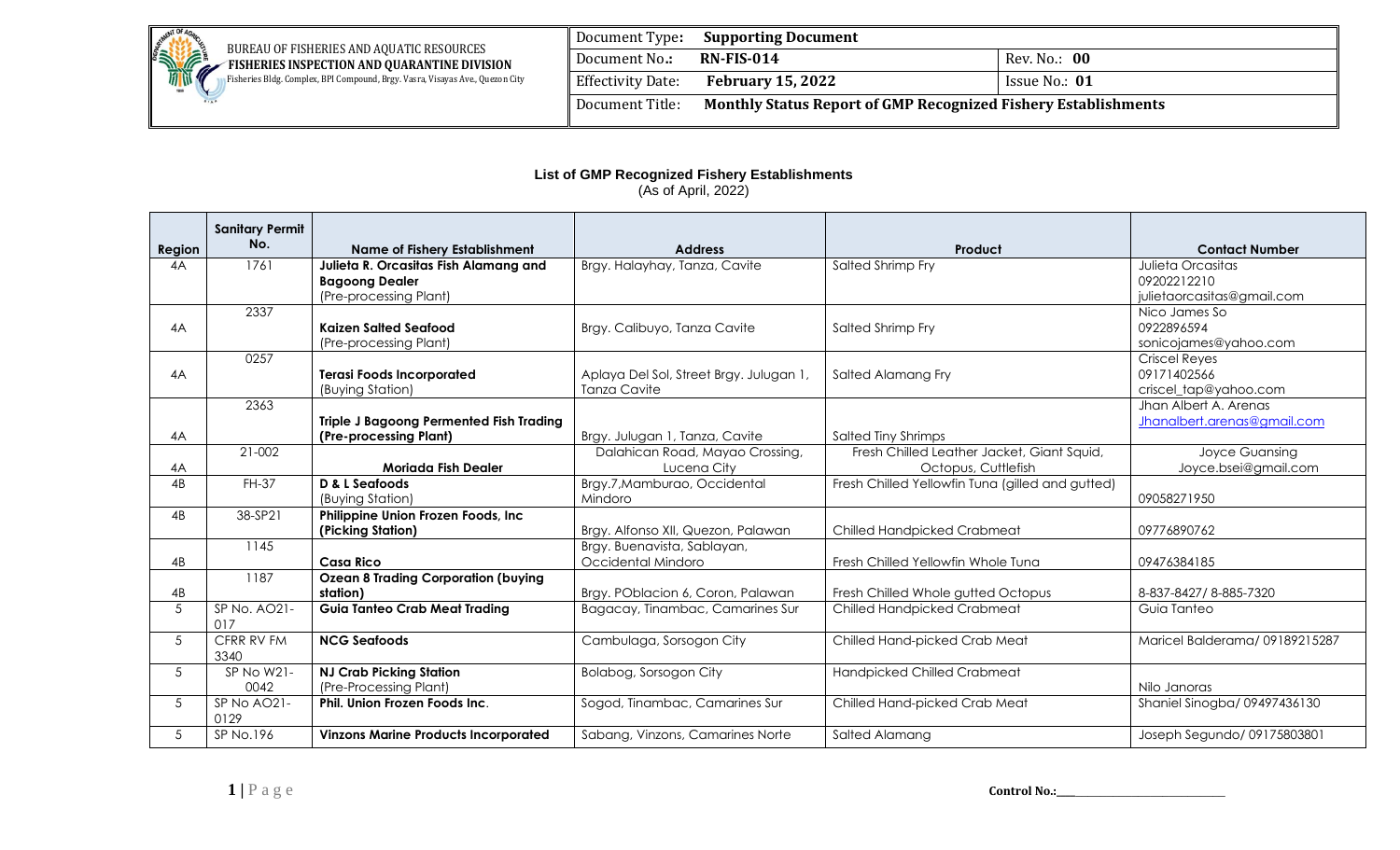BUREAU OF FISHERIES AND AQUATIC RESOURCES
**FISHERIES INSPECTION AND QUARANTINE DIVISION**
Fisheries Bldg. Complex, BPI Compound, Brgy. Vasra, Visayas Ave., Quezon City

| Document Type: **Supporting Document** | |
|---|---|
| Document No.: **RN-FIS-014** | Rev. No.: **00** |
| Effectivity Date: **February 15, 2022** | Issue No.: **01** |
| Document Title: **Monthly Status Report of GMP Recognized Fishery Establishments** | |

**List of GMP Recognized Fishery Establishments**
(As of April, 2022)

| Region | Sanitary Permit No. | Name of Fishery Establishment | Address | Product | Contact Number |
|---|---|---|---|---|---|
| 4A | 1761 | **Julieta R. Orcasitas Fish Alamang and Bagoong Dealer** (Pre-processing Plant) | Brgy. Halayhay, Tanza, Cavite | Salted Shrimp Fry | Julieta Orcasitas 09202212210 julietaorcasitas@gmail.com |
| 4A | 2337 | **Kaizen Salted Seafood** (Pre-processing Plant) | Brgy. Calibuyo, Tanza Cavite | Salted Shrimp Fry | Nico James So 0922896594 sonicojames@yahoo.com |
| 4A | 0257 | **Terasi Foods Incorporated** (Buying Station) | Aplaya Del Sol, Street Brgy. Julugan 1, Tanza Cavite | Salted Alamang Fry | Criscel Reyes 09171402566 criscel_tap@yahoo.com |
| 4A | 2363 | **Triple J Bagoong Permented Fish Trading (Pre-processing Plant)** | Brgy. Julugan 1, Tanza, Cavite | Salted Tiny Shrimps | Jhan Albert A. Arenas Jhanalbert.arenas@gmail.com |
| 4A | 21-002 | **Moriada Fish Dealer** | Dalahican Road, Mayao Crossing, Lucena City | Fresh Chilled Leather Jacket, Giant Squid, Octopus, Cuttlefish | Joyce Guansing Joyce.bsei@gmail.com |
| 4B | FH-37 | **D & L Seafoods** (Buying Station) | Brgy.7,Mamburao, Occidental Mindoro | Fresh Chilled Yellowfin Tuna (gilled and gutted) | 09058271950 |
| 4B | 38-SP21 | **Philippine Union Frozen Foods, Inc (Picking Station)** | Brgy. Alfonso XII, Quezon, Palawan | Chilled Handpicked Crabmeat | 09776890762 |
| 4B | 1145 | **Casa Rico** | Brgy. Buenavista, Sablayan, Occidental Mindoro | Fresh Chilled Yellowfin Whole Tuna | 09476384185 |
| 4B | 1187 | **Ozean 8 Trading Corporation (buying station)** | Brgy. POblacion 6, Coron, Palawan | Fresh Chilled Whole gutted Octopus | 8-837-8427/ 8-885-7320 |
| 5 | SP No. AO21-017 | **Guia Tanteo Crab Meat Trading** | Bagacay, Tinambac, Camarines Sur | Chilled Handpicked Crabmeat | Guia Tanteo |
| 5 | CFRR RV FM 3340 | **NCG Seafoods** | Cambulaga, Sorsogon City | Chilled Hand-picked Crab Meat | Maricel Balderama/ 09189215287 |
| 5 | SP No W21-0042 | **NJ Crab Picking Station** (Pre-Processing Plant) | Bolabog, Sorsogon City | Handpicked Chilled Crabmeat | Nilo Janoras |
| 5 | SP No AO21-0129 | **Phil. Union Frozen Foods Inc**. | Sogod, Tinambac, Camarines Sur | Chilled Hand-picked Crab Meat | Shaniel Sinogba/ 09497436130 |
| 5 | SP No.196 | **Vinzons Marine Products Incorporated** | Sabang, Vinzons, Camarines Norte | Salted Alamang | Joseph Segundo/ 09175803801 |

Control No.:\_\_\_\_\_\_\_\_\_\_\_\_\_\_\_\_\_\_\_\_\_\_\_\_\_\_\_\_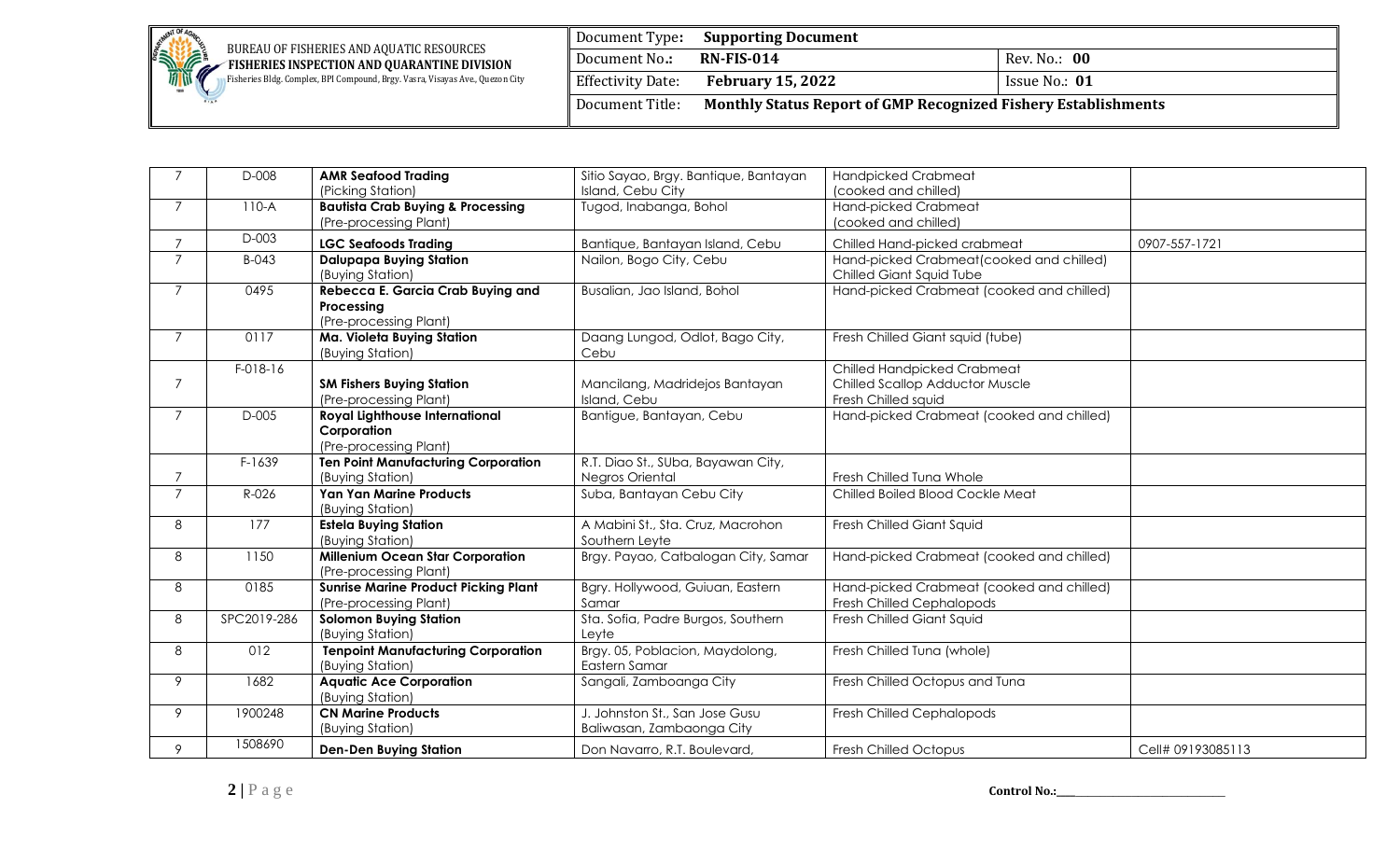| 7 | D-008 | **AMR Seafood Trading** (Picking Station) | Sitio Sayao, Brgy. Bantique, Bantayan Island, Cebu City | Handpicked Crabmeat (cooked and chilled) | |
|---|---|---|---|---|---|
| 7 | 110-A | **Bautista Crab Buying & Processing** (Pre-processing Plant) | Tugod, Inabanga, Bohol | Hand-picked Crabmeat (cooked and chilled) | |
| 7 | D-003 | **LGC Seafoods Trading** | Bantique, Bantayan Island, Cebu | Chilled Hand-picked crabmeat | 0907-557-1721 |
| 7 | B-043 | **Dalupapa Buying Station** (Buying Station) | Nailon, Bogo City, Cebu | Hand-picked Crabmeat(cooked and chilled) Chilled Giant Squid Tube | |
| 7 | 0495 | **Rebecca E. Garcia Crab Buying and Processing** (Pre-processing Plant) | Busalian, Jao Island, Bohol | Hand-picked Crabmeat (cooked and chilled) | |
| 7 | 0117 | **Ma. Violeta Buying Station** (Buying Station) | Daang Lungod, Odlot, Bago City, Cebu | Fresh Chilled Giant squid (tube) | |
| 7 | F-018-16 | **SM Fishers Buying Station** (Pre-processing Plant) | Mancilang, Madridejos Bantayan Island, Cebu | Chilled Handpicked Crabmeat Chilled Scallop Adductor Muscle Fresh Chilled squid | |
| 7 | D-005 | **Royal Lighthouse International Corporation** (Pre-processing Plant) | Bantigue, Bantayan, Cebu | Hand-picked Crabmeat (cooked and chilled) | |
| 7 | F-1639 | **Ten Point Manufacturing Corporation** (Buying Station) | R.T. Diao St., SUba, Bayawan City, Negros Oriental | Fresh Chilled Tuna Whole | |
| 7 | R-026 | **Yan Yan Marine Products** (Buying Station) | Suba, Bantayan Cebu City | Chilled Boiled Blood Cockle Meat | |
| 8 | 177 | **Estela Buying Station** (Buying Station) | A Mabini St., Sta. Cruz, Macrohon Southern Leyte | Fresh Chilled Giant Squid | |
| 8 | 1150 | **Millenium Ocean Star Corporation** (Pre-processing Plant) | Brgy. Payao, Catbalogan City, Samar | Hand-picked Crabmeat (cooked and chilled) | |
| 8 | 0185 | **Sunrise Marine Product Picking Plant** (Pre-processing Plant) | Bgry. Hollywood, Guiuan, Eastern Samar | Hand-picked Crabmeat (cooked and chilled) Fresh Chilled Cephalopods | |
| 8 | SPC2019-286 | **Solomon Buying Station** (Buying Station) | Sta. Sofia, Padre Burgos, Southern Leyte | Fresh Chilled Giant Squid | |
| 8 | 012 | **Tenpoint Manufacturing Corporation** (Buying Station) | Brgy. 05, Poblacion, Maydolong, Eastern Samar | Fresh Chilled Tuna (whole) | |
| 9 | 1682 | **Aquatic Ace Corporation** (Buying Station) | Sangali, Zamboanga City | Fresh Chilled Octopus and Tuna | |
| 9 | 1900248 | **CN Marine Products** (Buying Station) | J. Johnston St., San Jose Gusu Baliwasan, Zamboanga City | Fresh Chilled Cephalopods | |
| 9 | 1508690 | **Den-Den Buying Station** | Don Navarro, R.T. Boulevard, | Fresh Chilled Octopus | Cell# 09193085113 |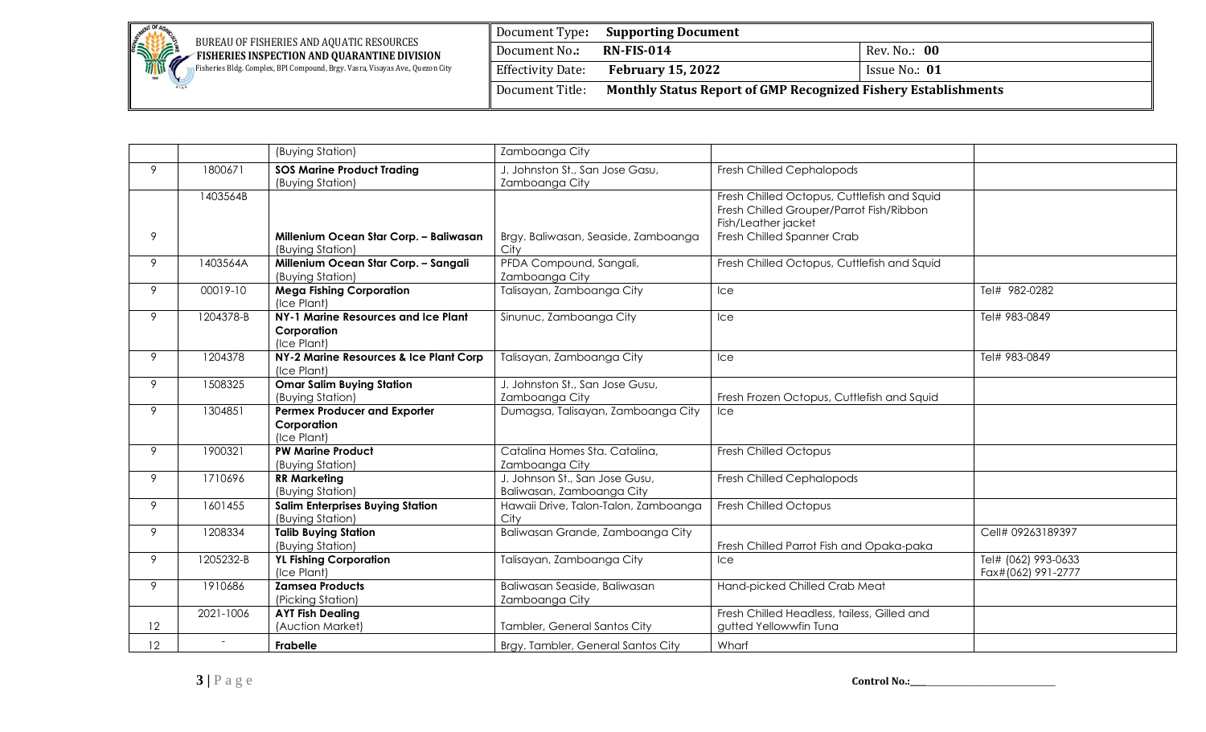| | | | | | |
|---|---|---|---|---|---|
| | | (Buying Station) | Zamboanga City | | |
| 9 | 1800671 | **SOS Marine Product Trading** (Buying Station) | J. Johnston St., San Jose Gasu, Zamboanga City | Fresh Chilled Cephalopods | |
| 9 | 1403564B | **Millenium Ocean Star Corp. – Baliwasan** (Buying Station) | Brgy. Baliwasan, Seaside, Zamboanga City | Fresh Chilled Octopus, Cuttlefish and Squid<br>Fresh Chilled Grouper/Parrot Fish/Ribbon Fish/Leather jacket<br>Fresh Chilled Spanner Crab | |
| 9 | 1403564A | **Millenium Ocean Star Corp. – Sangali** (Buying Station) | PFDA Compound, Sangali, Zamboanga City | Fresh Chilled Octopus, Cuttlefish and Squid | |
| 9 | 00019-10 | **Mega Fishing Corporation** (Ice Plant) | Talisayan, Zamboanga City | Ice | Tel# 982-0282 |
| 9 | 1204378-B | **NY-1 Marine Resources and Ice Plant Corporation** (Ice Plant) | Sinunuc, Zamboanga City | Ice | Tel# 983-0849 |
| 9 | 1204378 | **NY-2 Marine Resources & Ice Plant Corp** (Ice Plant) | Talisayan, Zamboanga City | Ice | Tel# 983-0849 |
| 9 | 1508325 | **Omar Salim Buying Station** (Buying Station) | J. Johnston St., San Jose Gusu, Zamboanga City | Fresh Frozen Octopus, Cuttlefish and Squid | |
| 9 | 1304851 | **Permex Producer and Exporter Corporation** (Ice Plant) | Dumagsa, Talisayan, Zamboanga City | Ice | |
| 9 | 1900321 | **PW Marine Product** (Buying Station) | Catalina Homes Sta. Catalina, Zamboanga City | Fresh Chilled Octopus | |
| 9 | 1710696 | **RR Marketing** (Buying Station) | J. Johnson St., San Jose Gusu, Baliwasan, Zamboanga City | Fresh Chilled Cephalopods | |
| 9 | 1601455 | **Salim Enterprises Buying Station** (Buying Station) | Hawaii Drive, Talon-Talon, Zamboanga City | Fresh Chilled Octopus | |
| 9 | 1208334 | **Talib Buying Station** (Buying Station) | Baliwasan Grande, Zamboanga City | Fresh Chilled Parrot Fish and Opaka-paka | Cell# 09263189397 |
| 9 | 1205232-B | **YL Fishing Corporation** (Ice Plant) | Talisayan, Zamboanga City | Ice | Tel# (062) 993-0633<br>Fax#(062) 991-2777 |
| 9 | 1910686 | **Zamsea Products** (Picking Station) | Baliwasan Seaside, Baliwasan Zamboanga City | Hand-picked Chilled Crab Meat | |
| 12 | 2021-1006 | **AYT Fish Dealing** (Auction Market) | Tambler, General Santos City | Fresh Chilled Headless, tailess, Gilled and gutted Yellowwfin Tuna | |
| 12 | - | **Frabelle** | Brgy. Tambler, General Santos City | Wharf | |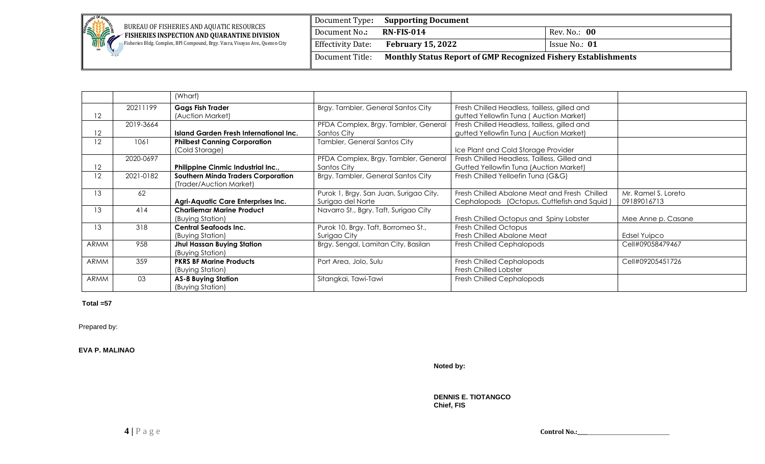|  |  | (Wharf) |  |  |  |
|---|---|---|---|---|---|
| 12 | 20211199 | **Gags Fish Trader** (Auction Market) | Brgy. Tambler, General Santos City | Fresh Chilled Headless, tailless, gilled and gutted Yellowfin Tuna ( Auction Market) |  |
| 12 | 2019-3664 | **Island Garden Fresh International Inc.** | PFDA Complex, Brgy. Tambler, General Santos City | Fresh Chilled Headless, tailless, gilled and gutted Yellowfin Tuna ( Auction Market) |  |
| 12 | 1061 | **Philbest Canning Corporation** (Cold Storage) | Tambler, General Santos City | Ice Plant and Cold Storage Provider |  |
| 12 | 2020-0697 | **Philippine Cinmic Industrial Inc.**, | PFDA Complex, Brgy. Tambler, General Santos City | Fresh Chilled Headless, Tailless, Gilled and Gutted Yellowfin Tuna (Auction Market) |  |
| 12 | 2021-0182 | **Southern Minda Traders Corporation** (Trader/Auction Market) | Brgy. Tambler, General Santos City | Fresh Chilled Yelloefin Tuna (G&G) |  |
| 13 | 62 | **Agri-Aquatic Care Enterprises Inc.** | Purok 1, Brgy. San Juan, Surigao City, Surigao del Norte | Fresh Chilled Abalone Meat and Fresh Chilled Cephalopods (Octopus, Cuttlefish and Squid ) | Mr. Ramel S. Loreto 09189016713 |
| 13 | 414 | **Charliemar Marine Product** (Buying Station) | Navarro St., Bgry. Taft, Surigao City | Fresh Chilled Octopus and Spiny Lobster | Mee Anne p. Casane |
| 13 | 318 | **Central Seafoods Inc.** (Buying Station) | Purok 10, Brgy. Taft, Borromeo St., Surigao City | Fresh Chilled Octopus Fresh Chilled Abalone Meat | Edsel Yuipco |
| ARMM | 958 | **Jhul Hassan Buying Station** (Buying Station) | Brgy. Sengal, Lamitan City, Basilan | Fresh Chilled Cephalopods | Cell#09058479467 |
| ARMM | 359 | **PKRS BF Marine Products** (Buying Station) | Port Area, Jolo, Sulu | Fresh Chilled Cephalopods Fresh Chilled Lobster | Cell#09205451726 |
| ARMM | 03 | **AS-8 Buying Station** (Buying Station) | Sitangkai, Tawi-Tawi | Fresh Chilled Cephalopods |  |

**Total =57**

Prepared by:

**EVA P. MALINAO**

**Noted by:**

**DENNIS E. TIOTANGCO**
**Chief, FIS**

**Control No.:**\_\_\_\_